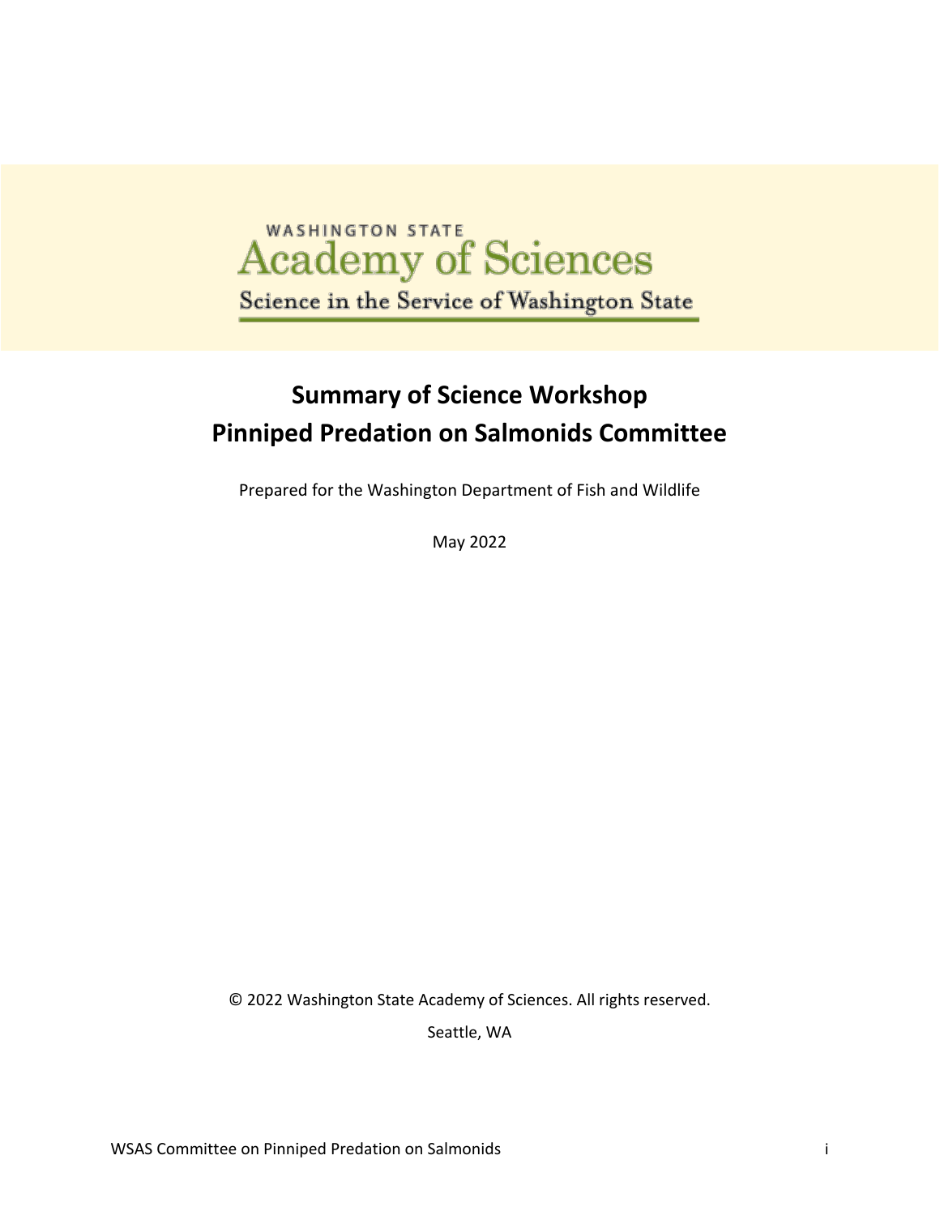WASHINGTON STATE
Academy of Sciences
Science in the Service of Washington State

# Summary of Science Workshop
# Pinniped Predation on Salmonids Committee

Prepared for the Washington Department of Fish and Wildlife

May 2022

© 2022 Washington State Academy of Sciences. All rights reserved.

Seattle, WA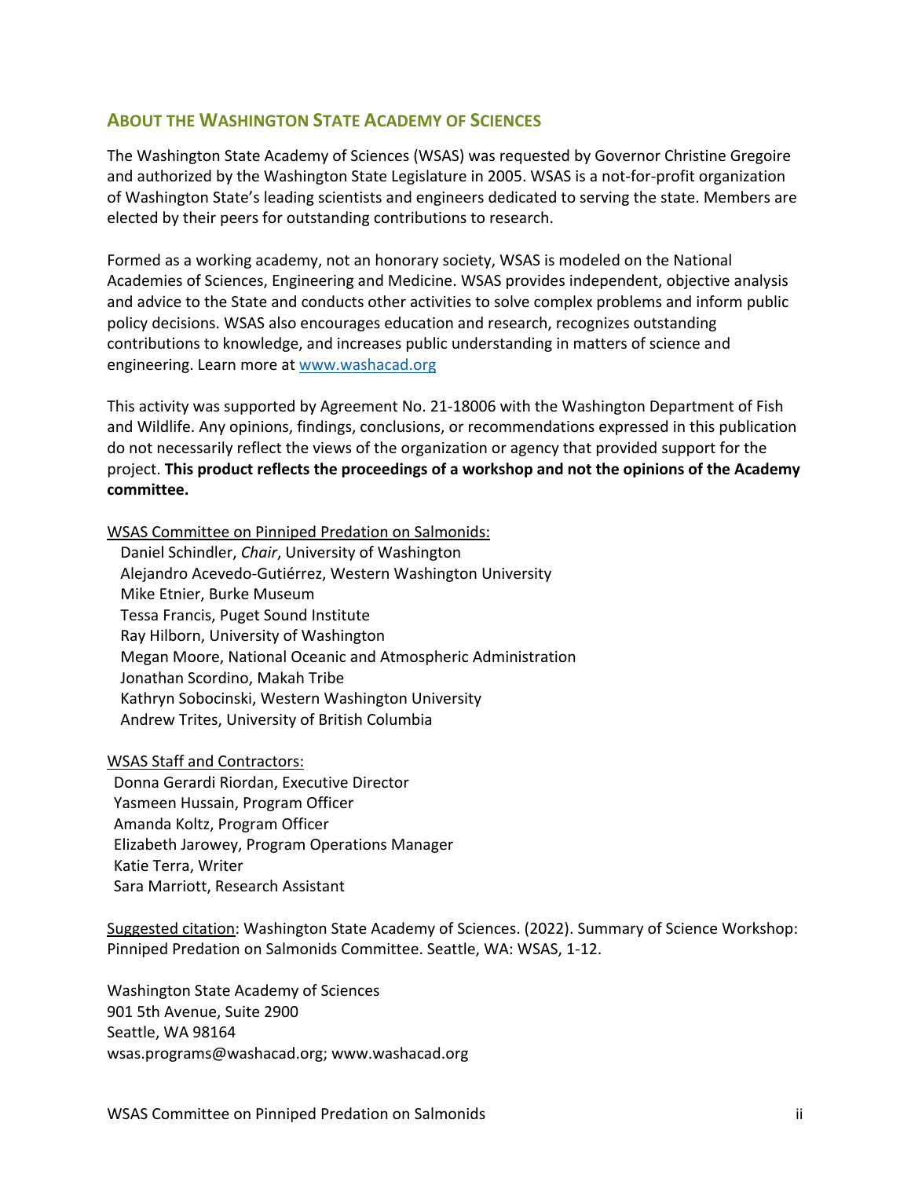## About the Washington State Academy of Sciences

The Washington State Academy of Sciences (WSAS) was requested by Governor Christine Gregoire and authorized by the Washington State Legislature in 2005. WSAS is a not-for-profit organization of Washington State's leading scientists and engineers dedicated to serving the state. Members are elected by their peers for outstanding contributions to research.

Formed as a working academy, not an honorary society, WSAS is modeled on the National Academies of Sciences, Engineering and Medicine. WSAS provides independent, objective analysis and advice to the State and conducts other activities to solve complex problems and inform public policy decisions. WSAS also encourages education and research, recognizes outstanding contributions to knowledge, and increases public understanding in matters of science and engineering. Learn more at [www.washacad.org](www.washacad.org)

This activity was supported by Agreement No. 21-18006 with the Washington Department of Fish and Wildlife. Any opinions, findings, conclusions, or recommendations expressed in this publication do not necessarily reflect the views of the organization or agency that provided support for the project. **This product reflects the proceedings of a workshop and not the opinions of the Academy committee.**

WSAS Committee on Pinniped Predation on Salmonids:

Daniel Schindler, *Chair*, University of Washington
Alejandro Acevedo-Gutiérrez, Western Washington University
Mike Etnier, Burke Museum
Tessa Francis, Puget Sound Institute
Ray Hilborn, University of Washington
Megan Moore, National Oceanic and Atmospheric Administration
Jonathan Scordino, Makah Tribe
Kathryn Sobocinski, Western Washington University
Andrew Trites, University of British Columbia

WSAS Staff and Contractors:

Donna Gerardi Riordan, Executive Director
Yasmeen Hussain, Program Officer
Amanda Koltz, Program Officer
Elizabeth Jarowey, Program Operations Manager
Katie Terra, Writer
Sara Marriott, Research Assistant

Suggested citation: Washington State Academy of Sciences. (2022). Summary of Science Workshop: Pinniped Predation on Salmonids Committee. Seattle, WA: WSAS, 1-12.

Washington State Academy of Sciences
901 5th Avenue, Suite 2900
Seattle, WA 98164
wsas.programs@washacad.org; www.washacad.org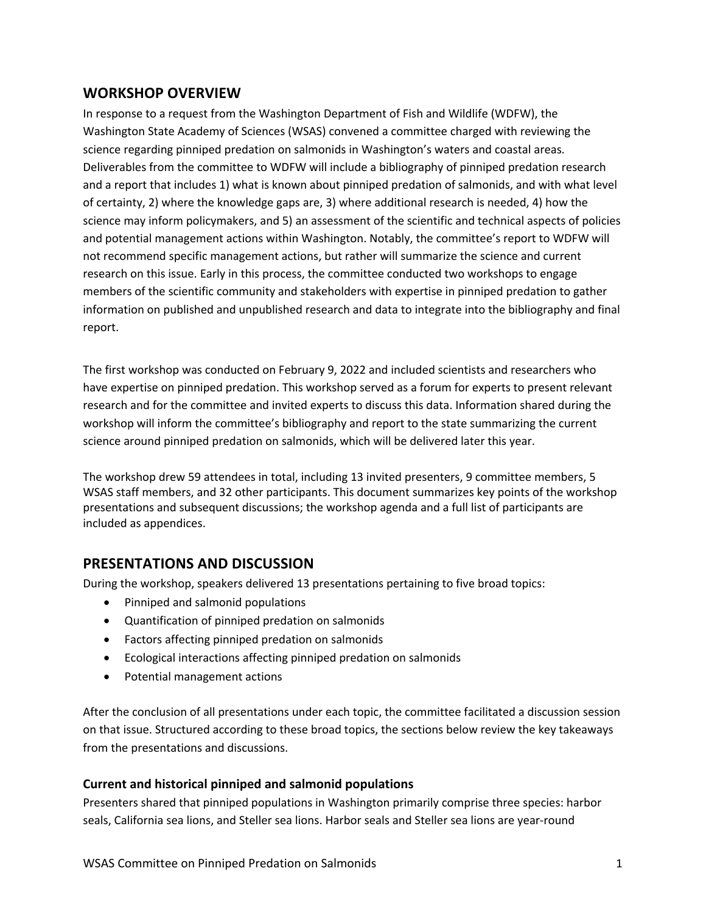## WORKSHOP OVERVIEW

In response to a request from the Washington Department of Fish and Wildlife (WDFW), the Washington State Academy of Sciences (WSAS) convened a committee charged with reviewing the science regarding pinniped predation on salmonids in Washington's waters and coastal areas. Deliverables from the committee to WDFW will include a bibliography of pinniped predation research and a report that includes 1) what is known about pinniped predation of salmonids, and with what level of certainty, 2) where the knowledge gaps are, 3) where additional research is needed, 4) how the science may inform policymakers, and 5) an assessment of the scientific and technical aspects of policies and potential management actions within Washington. Notably, the committee's report to WDFW will not recommend specific management actions, but rather will summarize the science and current research on this issue. Early in this process, the committee conducted two workshops to engage members of the scientific community and stakeholders with expertise in pinniped predation to gather information on published and unpublished research and data to integrate into the bibliography and final report.

The first workshop was conducted on February 9, 2022 and included scientists and researchers who have expertise on pinniped predation. This workshop served as a forum for experts to present relevant research and for the committee and invited experts to discuss this data. Information shared during the workshop will inform the committee's bibliography and report to the state summarizing the current science around pinniped predation on salmonids, which will be delivered later this year.

The workshop drew 59 attendees in total, including 13 invited presenters, 9 committee members, 5 WSAS staff members, and 32 other participants. This document summarizes key points of the workshop presentations and subsequent discussions; the workshop agenda and a full list of participants are included as appendices.

## PRESENTATIONS AND DISCUSSION

During the workshop, speakers delivered 13 presentations pertaining to five broad topics:

- Pinniped and salmonid populations
- Quantification of pinniped predation on salmonids
- Factors affecting pinniped predation on salmonids
- Ecological interactions affecting pinniped predation on salmonids
- Potential management actions

After the conclusion of all presentations under each topic, the committee facilitated a discussion session on that issue. Structured according to these broad topics, the sections below review the key takeaways from the presentations and discussions.

### Current and historical pinniped and salmonid populations

Presenters shared that pinniped populations in Washington primarily comprise three species: harbor seals, California sea lions, and Steller sea lions. Harbor seals and Steller sea lions are year-round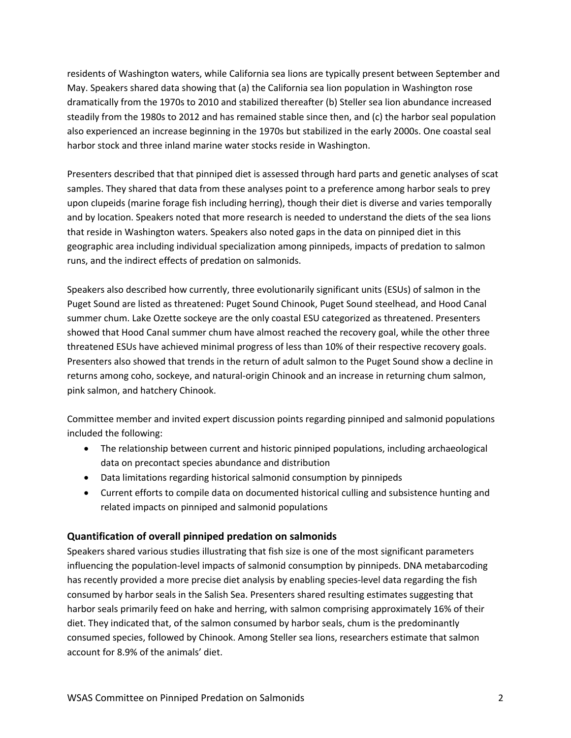residents of Washington waters, while California sea lions are typically present between September and May. Speakers shared data showing that (a) the California sea lion population in Washington rose dramatically from the 1970s to 2010 and stabilized thereafter (b) Steller sea lion abundance increased steadily from the 1980s to 2012 and has remained stable since then, and (c) the harbor seal population also experienced an increase beginning in the 1970s but stabilized in the early 2000s. One coastal seal harbor stock and three inland marine water stocks reside in Washington.

Presenters described that that pinniped diet is assessed through hard parts and genetic analyses of scat samples. They shared that data from these analyses point to a preference among harbor seals to prey upon clupeids (marine forage fish including herring), though their diet is diverse and varies temporally and by location. Speakers noted that more research is needed to understand the diets of the sea lions that reside in Washington waters. Speakers also noted gaps in the data on pinniped diet in this geographic area including individual specialization among pinnipeds, impacts of predation to salmon runs, and the indirect effects of predation on salmonids.

Speakers also described how currently, three evolutionarily significant units (ESUs) of salmon in the Puget Sound are listed as threatened: Puget Sound Chinook, Puget Sound steelhead, and Hood Canal summer chum. Lake Ozette sockeye are the only coastal ESU categorized as threatened. Presenters showed that Hood Canal summer chum have almost reached the recovery goal, while the other three threatened ESUs have achieved minimal progress of less than 10% of their respective recovery goals. Presenters also showed that trends in the return of adult salmon to the Puget Sound show a decline in returns among coho, sockeye, and natural-origin Chinook and an increase in returning chum salmon, pink salmon, and hatchery Chinook.

Committee member and invited expert discussion points regarding pinniped and salmonid populations included the following:

- The relationship between current and historic pinniped populations, including archaeological data on precontact species abundance and distribution
- Data limitations regarding historical salmonid consumption by pinnipeds
- Current efforts to compile data on documented historical culling and subsistence hunting and related impacts on pinniped and salmonid populations

## Quantification of overall pinniped predation on salmonids

Speakers shared various studies illustrating that fish size is one of the most significant parameters influencing the population-level impacts of salmonid consumption by pinnipeds. DNA metabarcoding has recently provided a more precise diet analysis by enabling species-level data regarding the fish consumed by harbor seals in the Salish Sea. Presenters shared resulting estimates suggesting that harbor seals primarily feed on hake and herring, with salmon comprising approximately 16% of their diet. They indicated that, of the salmon consumed by harbor seals, chum is the predominantly consumed species, followed by Chinook. Among Steller sea lions, researchers estimate that salmon account for 8.9% of the animals' diet.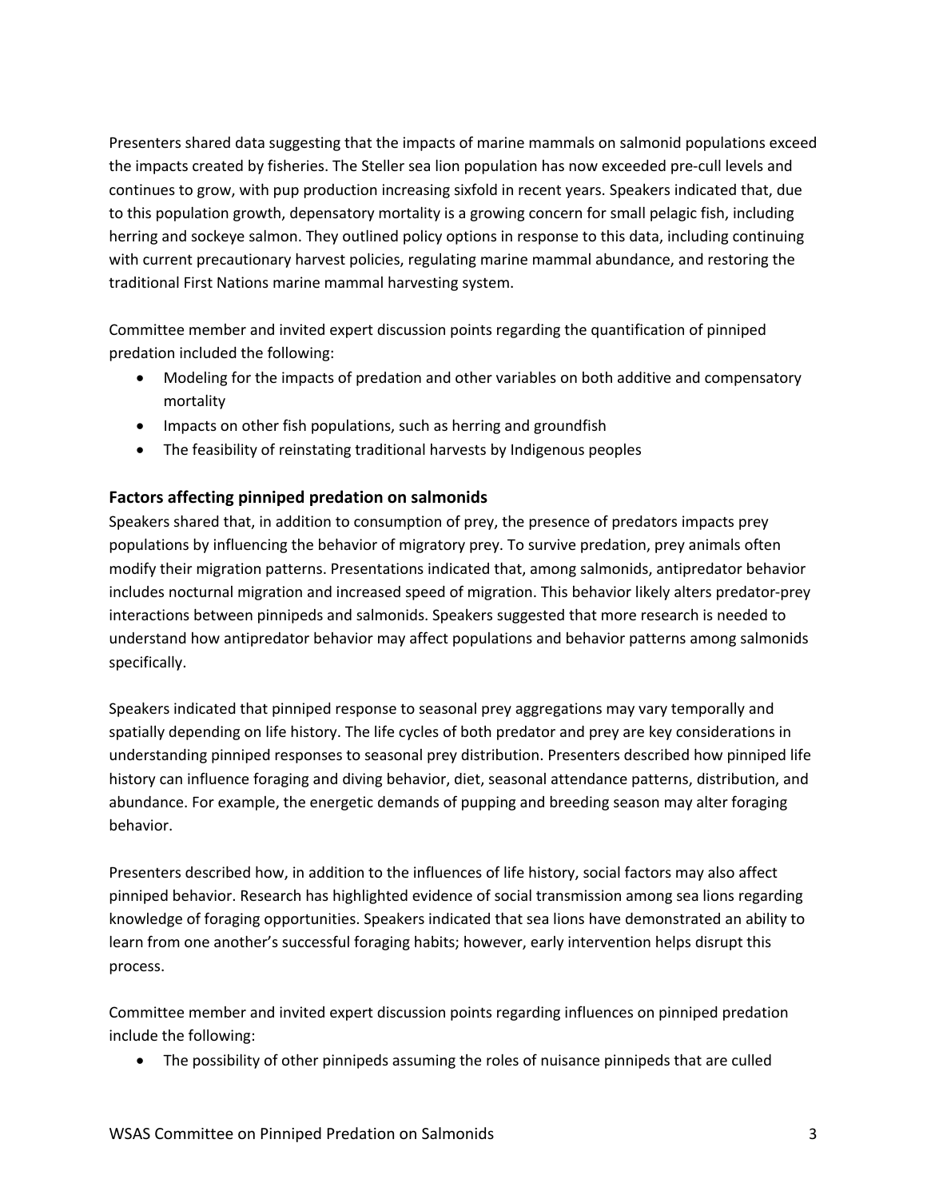Presenters shared data suggesting that the impacts of marine mammals on salmonid populations exceed the impacts created by fisheries. The Steller sea lion population has now exceeded pre-cull levels and continues to grow, with pup production increasing sixfold in recent years. Speakers indicated that, due to this population growth, depensatory mortality is a growing concern for small pelagic fish, including herring and sockeye salmon. They outlined policy options in response to this data, including continuing with current precautionary harvest policies, regulating marine mammal abundance, and restoring the traditional First Nations marine mammal harvesting system.

Committee member and invited expert discussion points regarding the quantification of pinniped predation included the following:

- Modeling for the impacts of predation and other variables on both additive and compensatory mortality
- Impacts on other fish populations, such as herring and groundfish
- The feasibility of reinstating traditional harvests by Indigenous peoples

### Factors affecting pinniped predation on salmonids

Speakers shared that, in addition to consumption of prey, the presence of predators impacts prey populations by influencing the behavior of migratory prey. To survive predation, prey animals often modify their migration patterns. Presentations indicated that, among salmonids, antipredator behavior includes nocturnal migration and increased speed of migration. This behavior likely alters predator-prey interactions between pinnipeds and salmonids. Speakers suggested that more research is needed to understand how antipredator behavior may affect populations and behavior patterns among salmonids specifically.

Speakers indicated that pinniped response to seasonal prey aggregations may vary temporally and spatially depending on life history. The life cycles of both predator and prey are key considerations in understanding pinniped responses to seasonal prey distribution. Presenters described how pinniped life history can influence foraging and diving behavior, diet, seasonal attendance patterns, distribution, and abundance. For example, the energetic demands of pupping and breeding season may alter foraging behavior.

Presenters described how, in addition to the influences of life history, social factors may also affect pinniped behavior. Research has highlighted evidence of social transmission among sea lions regarding knowledge of foraging opportunities. Speakers indicated that sea lions have demonstrated an ability to learn from one another's successful foraging habits; however, early intervention helps disrupt this process.

Committee member and invited expert discussion points regarding influences on pinniped predation include the following:

- The possibility of other pinnipeds assuming the roles of nuisance pinnipeds that are culled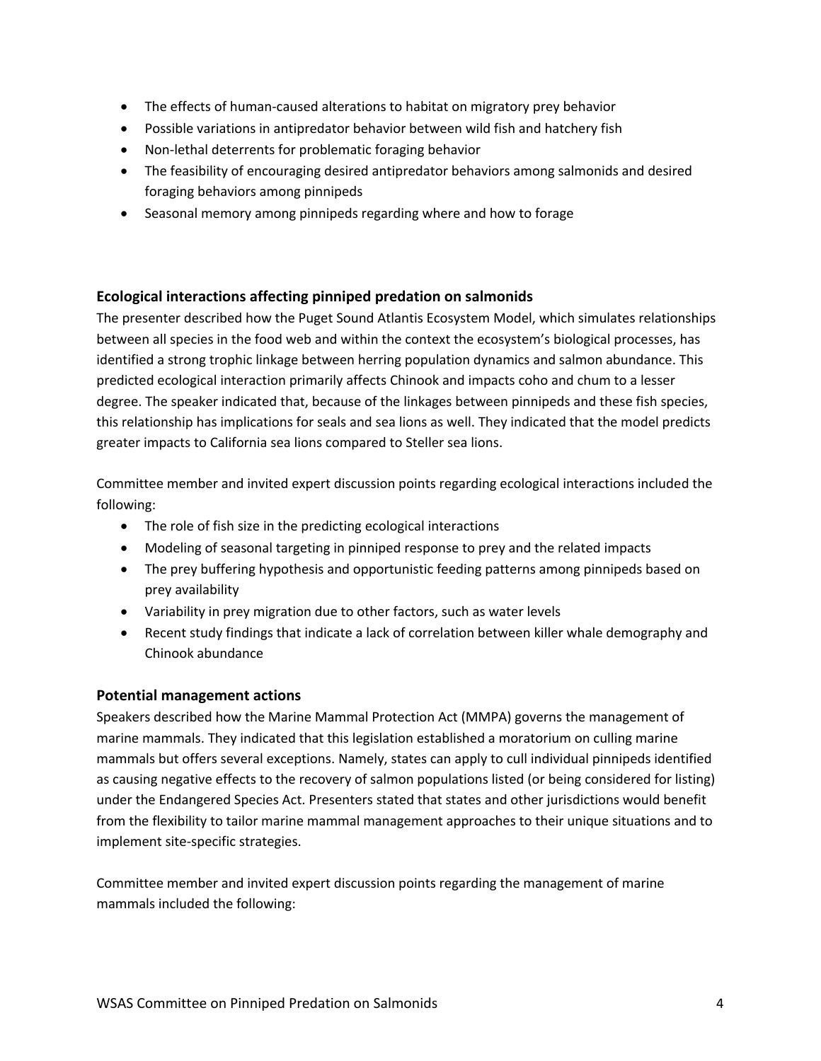- The effects of human-caused alterations to habitat on migratory prey behavior
- Possible variations in antipredator behavior between wild fish and hatchery fish
- Non-lethal deterrents for problematic foraging behavior
- The feasibility of encouraging desired antipredator behaviors among salmonids and desired foraging behaviors among pinnipeds
- Seasonal memory among pinnipeds regarding where and how to forage

### Ecological interactions affecting pinniped predation on salmonids

The presenter described how the Puget Sound Atlantis Ecosystem Model, which simulates relationships between all species in the food web and within the context the ecosystem's biological processes, has identified a strong trophic linkage between herring population dynamics and salmon abundance. This predicted ecological interaction primarily affects Chinook and impacts coho and chum to a lesser degree. The speaker indicated that, because of the linkages between pinnipeds and these fish species, this relationship has implications for seals and sea lions as well. They indicated that the model predicts greater impacts to California sea lions compared to Steller sea lions.

Committee member and invited expert discussion points regarding ecological interactions included the following:

- The role of fish size in the predicting ecological interactions
- Modeling of seasonal targeting in pinniped response to prey and the related impacts
- The prey buffering hypothesis and opportunistic feeding patterns among pinnipeds based on prey availability
- Variability in prey migration due to other factors, such as water levels
- Recent study findings that indicate a lack of correlation between killer whale demography and Chinook abundance

### Potential management actions

Speakers described how the Marine Mammal Protection Act (MMPA) governs the management of marine mammals. They indicated that this legislation established a moratorium on culling marine mammals but offers several exceptions. Namely, states can apply to cull individual pinnipeds identified as causing negative effects to the recovery of salmon populations listed (or being considered for listing) under the Endangered Species Act. Presenters stated that states and other jurisdictions would benefit from the flexibility to tailor marine mammal management approaches to their unique situations and to implement site-specific strategies.

Committee member and invited expert discussion points regarding the management of marine mammals included the following: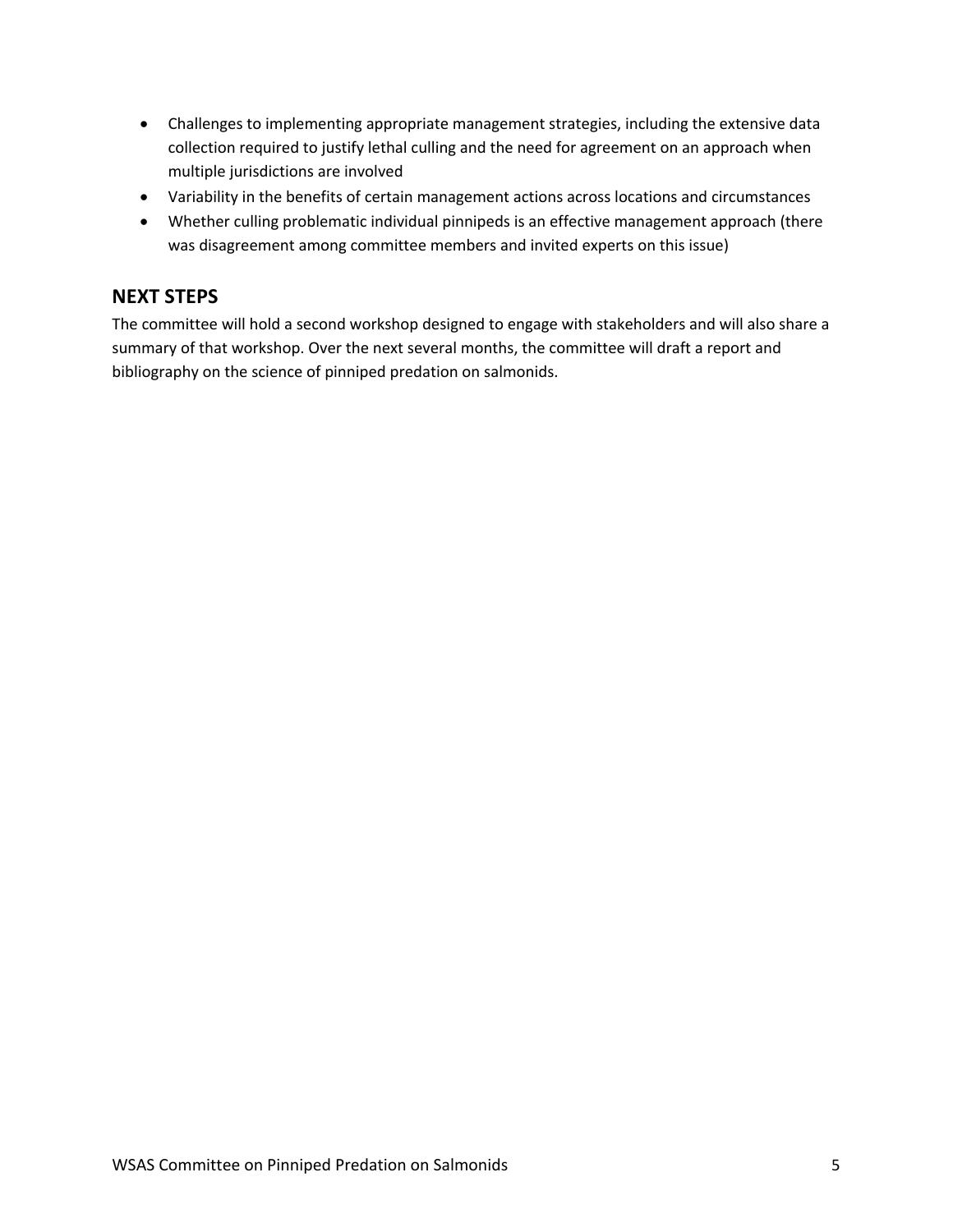- Challenges to implementing appropriate management strategies, including the extensive data collection required to justify lethal culling and the need for agreement on an approach when multiple jurisdictions are involved
- Variability in the benefits of certain management actions across locations and circumstances
- Whether culling problematic individual pinnipeds is an effective management approach (there was disagreement among committee members and invited experts on this issue)

## NEXT STEPS

The committee will hold a second workshop designed to engage with stakeholders and will also share a summary of that workshop. Over the next several months, the committee will draft a report and bibliography on the science of pinniped predation on salmonids.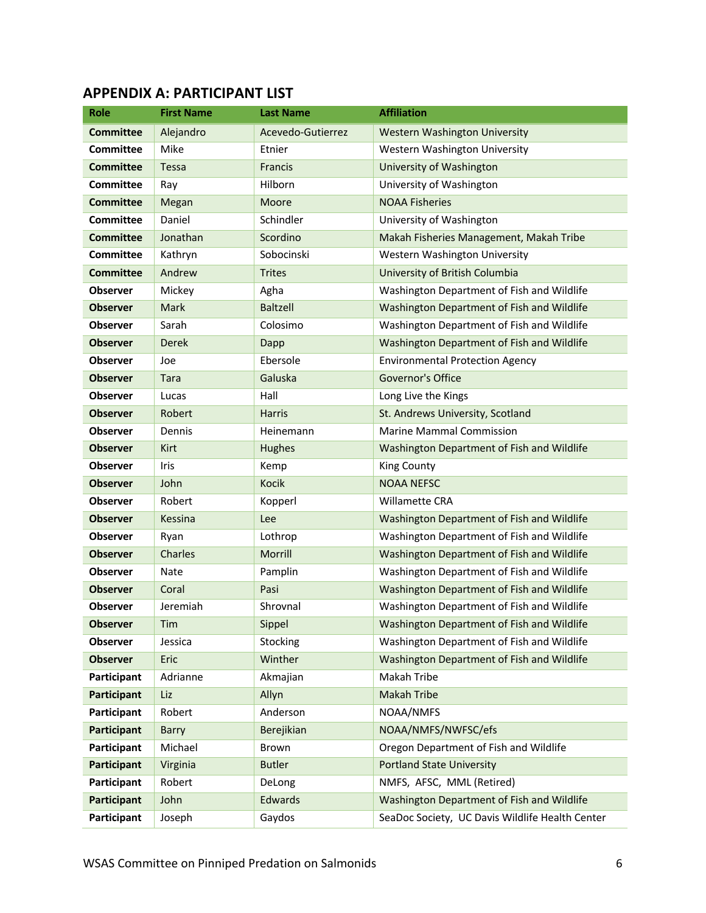## APPENDIX A: PARTICIPANT LIST

| Role | First Name | Last Name | Affiliation |
|---|---|---|---|
| **Committee** | Alejandro | Acevedo-Gutierrez | Western Washington University |
| **Committee** | Mike | Etnier | Western Washington University |
| **Committee** | Tessa | Francis | University of Washington |
| **Committee** | Ray | Hilborn | University of Washington |
| **Committee** | Megan | Moore | NOAA Fisheries |
| **Committee** | Daniel | Schindler | University of Washington |
| **Committee** | Jonathan | Scordino | Makah Fisheries Management, Makah Tribe |
| **Committee** | Kathryn | Sobocinski | Western Washington University |
| **Committee** | Andrew | Trites | University of British Columbia |
| **Observer** | Mickey | Agha | Washington Department of Fish and Wildlife |
| **Observer** | Mark | Baltzell | Washington Department of Fish and Wildlife |
| **Observer** | Sarah | Colosimo | Washington Department of Fish and Wildlife |
| **Observer** | Derek | Dapp | Washington Department of Fish and Wildlife |
| **Observer** | Joe | Ebersole | Environmental Protection Agency |
| **Observer** | Tara | Galuska | Governor's Office |
| **Observer** | Lucas | Hall | Long Live the Kings |
| **Observer** | Robert | Harris | St. Andrews University, Scotland |
| **Observer** | Dennis | Heinemann | Marine Mammal Commission |
| **Observer** | Kirt | Hughes | Washington Department of Fish and Wildlife |
| **Observer** | Iris | Kemp | King County |
| **Observer** | John | Kocik | NOAA NEFSC |
| **Observer** | Robert | Kopperl | Willamette CRA |
| **Observer** | Kessina | Lee | Washington Department of Fish and Wildlife |
| **Observer** | Ryan | Lothrop | Washington Department of Fish and Wildlife |
| **Observer** | Charles | Morrill | Washington Department of Fish and Wildlife |
| **Observer** | Nate | Pamplin | Washington Department of Fish and Wildlife |
| **Observer** | Coral | Pasi | Washington Department of Fish and Wildlife |
| **Observer** | Jeremiah | Shrovnal | Washington Department of Fish and Wildlife |
| **Observer** | Tim | Sippel | Washington Department of Fish and Wildlife |
| **Observer** | Jessica | Stocking | Washington Department of Fish and Wildlife |
| **Observer** | Eric | Winther | Washington Department of Fish and Wildlife |
| **Participant** | Adrianne | Akmajian | Makah Tribe |
| **Participant** | Liz | Allyn | Makah Tribe |
| **Participant** | Robert | Anderson | NOAA/NMFS |
| **Participant** | Barry | Berejikian | NOAA/NMFS/NWFSC/efs |
| **Participant** | Michael | Brown | Oregon Department of Fish and Wildlife |
| **Participant** | Virginia | Butler | Portland State University |
| **Participant** | Robert | DeLong | NMFS, AFSC, MML (Retired) |
| **Participant** | John | Edwards | Washington Department of Fish and Wildlife |
| **Participant** | Joseph | Gaydos | SeaDoc Society, UC Davis Wildlife Health Center |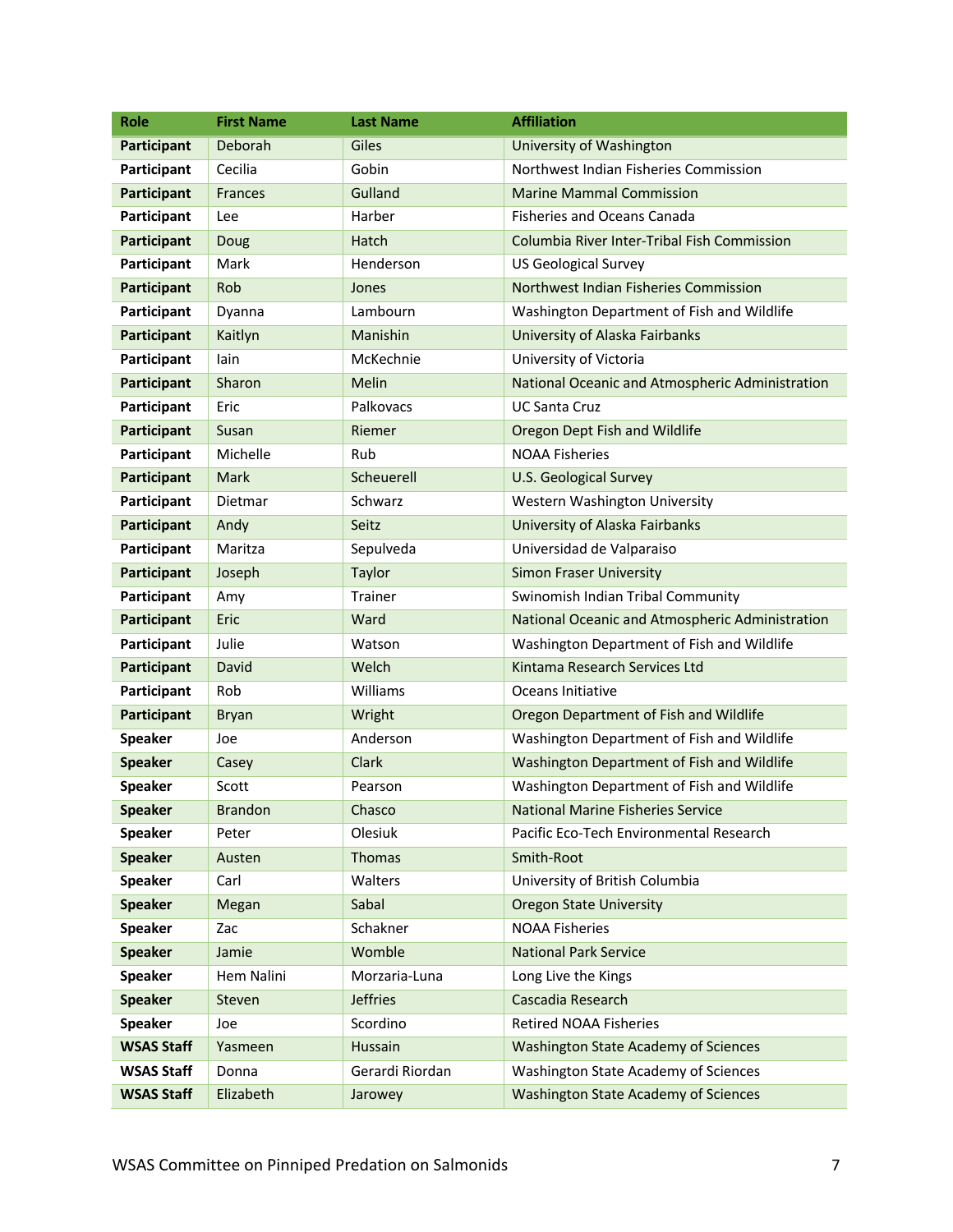| Role | First Name | Last Name | Affiliation |
|---|---|---|---|
| **Participant** | Deborah | Giles | University of Washington |
| **Participant** | Cecilia | Gobin | Northwest Indian Fisheries Commission |
| **Participant** | Frances | Gulland | Marine Mammal Commission |
| **Participant** | Lee | Harber | Fisheries and Oceans Canada |
| **Participant** | Doug | Hatch | Columbia River Inter-Tribal Fish Commission |
| **Participant** | Mark | Henderson | US Geological Survey |
| **Participant** | Rob | Jones | Northwest Indian Fisheries Commission |
| **Participant** | Dyanna | Lambourn | Washington Department of Fish and Wildlife |
| **Participant** | Kaitlyn | Manishin | University of Alaska Fairbanks |
| **Participant** | Iain | McKechnie | University of Victoria |
| **Participant** | Sharon | Melin | National Oceanic and Atmospheric Administration |
| **Participant** | Eric | Palkovacs | UC Santa Cruz |
| **Participant** | Susan | Riemer | Oregon Dept Fish and Wildlife |
| **Participant** | Michelle | Rub | NOAA Fisheries |
| **Participant** | Mark | Scheuerell | U.S. Geological Survey |
| **Participant** | Dietmar | Schwarz | Western Washington University |
| **Participant** | Andy | Seitz | University of Alaska Fairbanks |
| **Participant** | Maritza | Sepulveda | Universidad de Valparaiso |
| **Participant** | Joseph | Taylor | Simon Fraser University |
| **Participant** | Amy | Trainer | Swinomish Indian Tribal Community |
| **Participant** | Eric | Ward | National Oceanic and Atmospheric Administration |
| **Participant** | Julie | Watson | Washington Department of Fish and Wildlife |
| **Participant** | David | Welch | Kintama Research Services Ltd |
| **Participant** | Rob | Williams | Oceans Initiative |
| **Participant** | Bryan | Wright | Oregon Department of Fish and Wildlife |
| **Speaker** | Joe | Anderson | Washington Department of Fish and Wildlife |
| **Speaker** | Casey | Clark | Washington Department of Fish and Wildlife |
| **Speaker** | Scott | Pearson | Washington Department of Fish and Wildlife |
| **Speaker** | Brandon | Chasco | National Marine Fisheries Service |
| **Speaker** | Peter | Olesiuk | Pacific Eco-Tech Environmental Research |
| **Speaker** | Austen | Thomas | Smith-Root |
| **Speaker** | Carl | Walters | University of British Columbia |
| **Speaker** | Megan | Sabal | Oregon State University |
| **Speaker** | Zac | Schakner | NOAA Fisheries |
| **Speaker** | Jamie | Womble | National Park Service |
| **Speaker** | Hem Nalini | Morzaria-Luna | Long Live the Kings |
| **Speaker** | Steven | Jeffries | Cascadia Research |
| **Speaker** | Joe | Scordino | Retired NOAA Fisheries |
| **WSAS Staff** | Yasmeen | Hussain | Washington State Academy of Sciences |
| **WSAS Staff** | Donna | Gerardi Riordan | Washington State Academy of Sciences |
| **WSAS Staff** | Elizabeth | Jarowey | Washington State Academy of Sciences |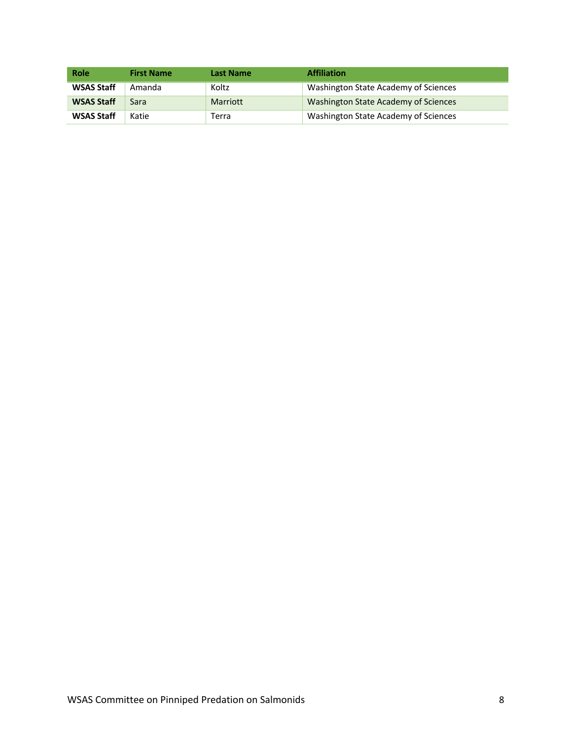| Role | First Name | Last Name | Affiliation |
|---|---|---|---|
| **WSAS Staff** | Amanda | Koltz | Washington State Academy of Sciences |
| **WSAS Staff** | Sara | Marriott | Washington State Academy of Sciences |
| **WSAS Staff** | Katie | Terra | Washington State Academy of Sciences |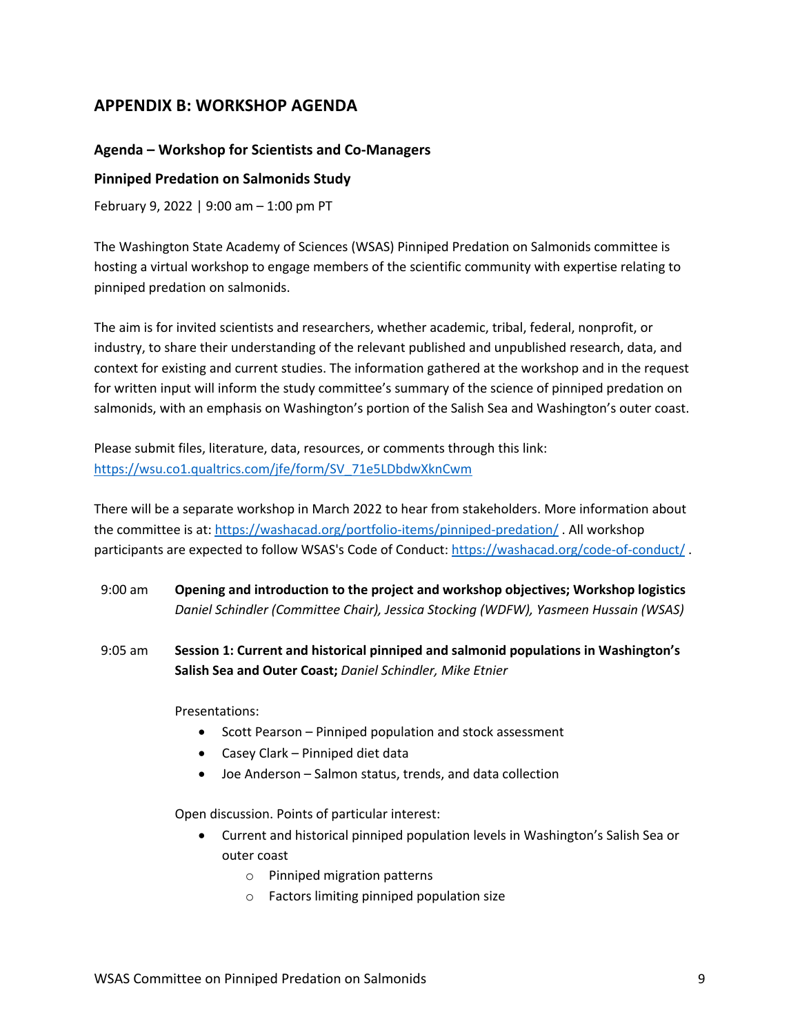## APPENDIX B: WORKSHOP AGENDA

### Agenda – Workshop for Scientists and Co-Managers

### Pinniped Predation on Salmonids Study

February 9, 2022 | 9:00 am – 1:00 pm PT

The Washington State Academy of Sciences (WSAS) Pinniped Predation on Salmonids committee is hosting a virtual workshop to engage members of the scientific community with expertise relating to pinniped predation on salmonids.

The aim is for invited scientists and researchers, whether academic, tribal, federal, nonprofit, or industry, to share their understanding of the relevant published and unpublished research, data, and context for existing and current studies. The information gathered at the workshop and in the request for written input will inform the study committee's summary of the science of pinniped predation on salmonids, with an emphasis on Washington's portion of the Salish Sea and Washington's outer coast.

Please submit files, literature, data, resources, or comments through this link: https://wsu.co1.qualtrics.com/jfe/form/SV_71e5LDbdwXknCwm

There will be a separate workshop in March 2022 to hear from stakeholders. More information about the committee is at: https://washacad.org/portfolio-items/pinniped-predation/ . All workshop participants are expected to follow WSAS's Code of Conduct: https://washacad.org/code-of-conduct/ .

9:00 am **Opening and introduction to the project and workshop objectives; Workshop logistics**
*Daniel Schindler (Committee Chair), Jessica Stocking (WDFW), Yasmeen Hussain (WSAS)*

9:05 am **Session 1: Current and historical pinniped and salmonid populations in Washington's Salish Sea and Outer Coast;** *Daniel Schindler, Mike Etnier*

Presentations:

- Scott Pearson – Pinniped population and stock assessment
- Casey Clark – Pinniped diet data
- Joe Anderson – Salmon status, trends, and data collection

Open discussion. Points of particular interest:

- Current and historical pinniped population levels in Washington's Salish Sea or outer coast
    - Pinniped migration patterns
    - Factors limiting pinniped population size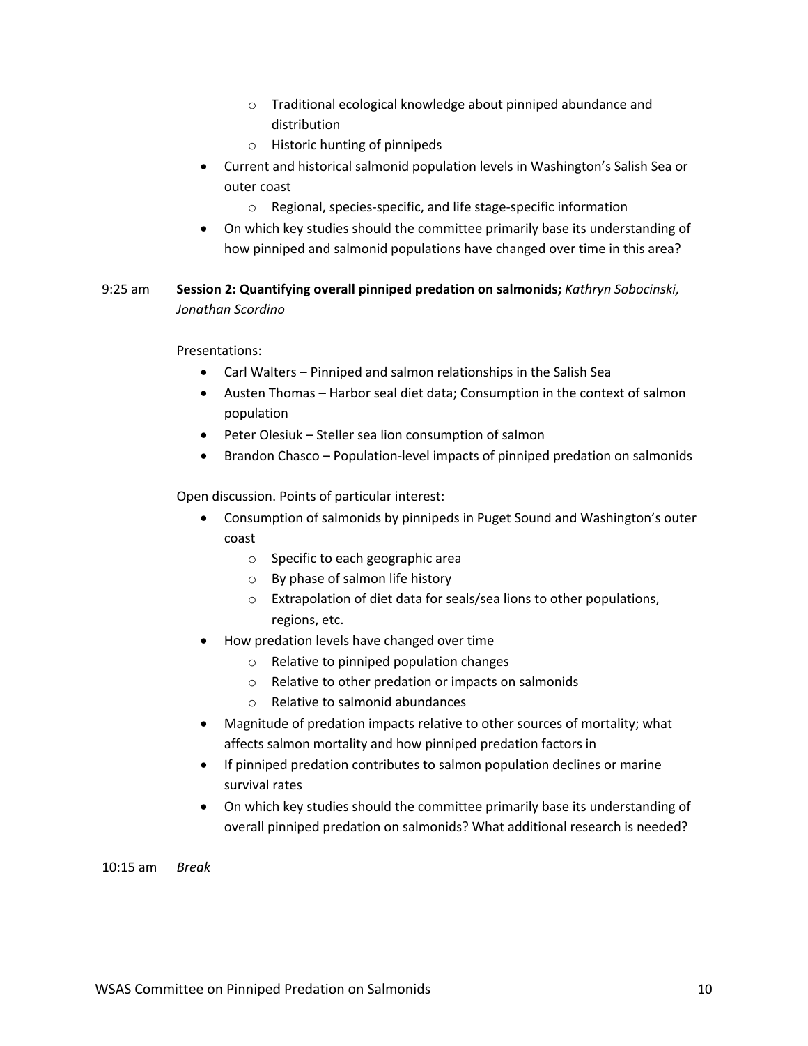- Traditional ecological knowledge about pinniped abundance and distribution
- Historic hunting of pinnipeds

- Current and historical salmonid population levels in Washington's Salish Sea or outer coast
  - Regional, species-specific, and life stage-specific information
- On which key studies should the committee primarily base its understanding of how pinniped and salmonid populations have changed over time in this area?

9:25 am **Session 2: Quantifying overall pinniped predation on salmonids;** *Kathryn Sobocinski, Jonathan Scordino*

Presentations:

- Carl Walters – Pinniped and salmon relationships in the Salish Sea
- Austen Thomas – Harbor seal diet data; Consumption in the context of salmon population
- Peter Olesiuk – Steller sea lion consumption of salmon
- Brandon Chasco – Population-level impacts of pinniped predation on salmonids

Open discussion. Points of particular interest:

- Consumption of salmonids by pinnipeds in Puget Sound and Washington's outer coast
  - Specific to each geographic area
  - By phase of salmon life history
  - Extrapolation of diet data for seals/sea lions to other populations, regions, etc.
- How predation levels have changed over time
  - Relative to pinniped population changes
  - Relative to other predation or impacts on salmonids
  - Relative to salmonid abundances
- Magnitude of predation impacts relative to other sources of mortality; what affects salmon mortality and how pinniped predation factors in
- If pinniped predation contributes to salmon population declines or marine survival rates
- On which key studies should the committee primarily base its understanding of overall pinniped predation on salmonids? What additional research is needed?

10:15 am *Break*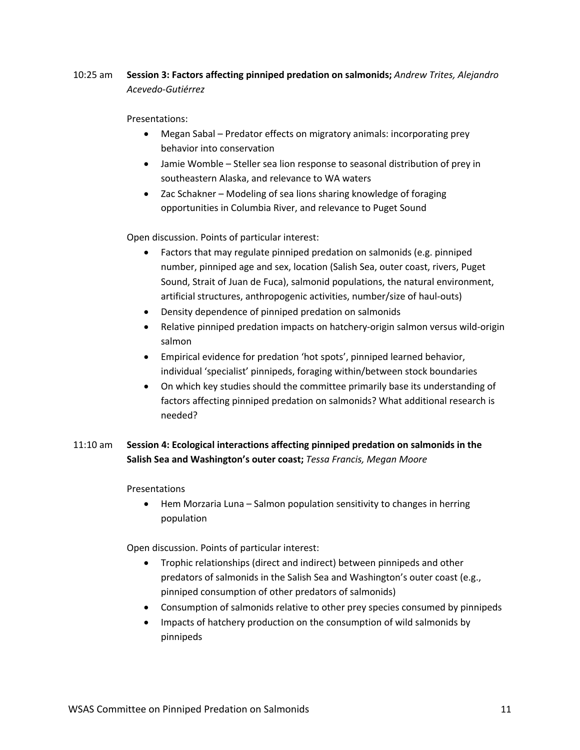10:25 am **Session 3: Factors affecting pinniped predation on salmonids;** *Andrew Trites, Alejandro Acevedo-Gutiérrez*

Presentations:

- Megan Sabal – Predator effects on migratory animals: incorporating prey behavior into conservation
- Jamie Womble – Steller sea lion response to seasonal distribution of prey in southeastern Alaska, and relevance to WA waters
- Zac Schakner – Modeling of sea lions sharing knowledge of foraging opportunities in Columbia River, and relevance to Puget Sound

Open discussion. Points of particular interest:

- Factors that may regulate pinniped predation on salmonids (e.g. pinniped number, pinniped age and sex, location (Salish Sea, outer coast, rivers, Puget Sound, Strait of Juan de Fuca), salmonid populations, the natural environment, artificial structures, anthropogenic activities, number/size of haul-outs)
- Density dependence of pinniped predation on salmonids
- Relative pinniped predation impacts on hatchery-origin salmon versus wild-origin salmon
- Empirical evidence for predation 'hot spots', pinniped learned behavior, individual 'specialist' pinnipeds, foraging within/between stock boundaries
- On which key studies should the committee primarily base its understanding of factors affecting pinniped predation on salmonids? What additional research is needed?

11:10 am **Session 4: Ecological interactions affecting pinniped predation on salmonids in the Salish Sea and Washington's outer coast;** *Tessa Francis, Megan Moore*

Presentations

- Hem Morzaria Luna – Salmon population sensitivity to changes in herring population

Open discussion. Points of particular interest:

- Trophic relationships (direct and indirect) between pinnipeds and other predators of salmonids in the Salish Sea and Washington's outer coast (e.g., pinniped consumption of other predators of salmonids)
- Consumption of salmonids relative to other prey species consumed by pinnipeds
- Impacts of hatchery production on the consumption of wild salmonids by pinnipeds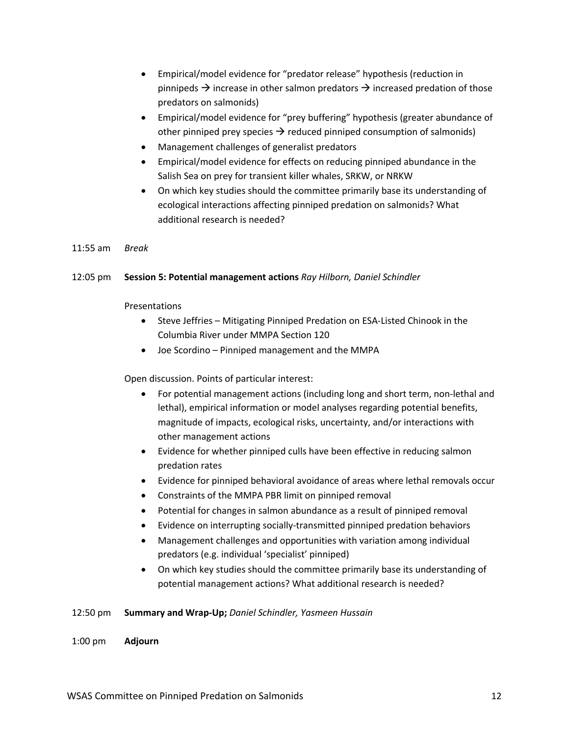- Empirical/model evidence for "predator release" hypothesis (reduction in pinnipeds → increase in other salmon predators → increased predation of those predators on salmonids)
- Empirical/model evidence for "prey buffering" hypothesis (greater abundance of other pinniped prey species → reduced pinniped consumption of salmonids)
- Management challenges of generalist predators
- Empirical/model evidence for effects on reducing pinniped abundance in the Salish Sea on prey for transient killer whales, SRKW, or NRKW
- On which key studies should the committee primarily base its understanding of ecological interactions affecting pinniped predation on salmonids? What additional research is needed?

11:55 am *Break*

12:05 pm **Session 5: Potential management actions** *Ray Hilborn, Daniel Schindler*

Presentations

- Steve Jeffries – Mitigating Pinniped Predation on ESA-Listed Chinook in the Columbia River under MMPA Section 120
- Joe Scordino – Pinniped management and the MMPA

Open discussion. Points of particular interest:

- For potential management actions (including long and short term, non-lethal and lethal), empirical information or model analyses regarding potential benefits, magnitude of impacts, ecological risks, uncertainty, and/or interactions with other management actions
- Evidence for whether pinniped culls have been effective in reducing salmon predation rates
- Evidence for pinniped behavioral avoidance of areas where lethal removals occur
- Constraints of the MMPA PBR limit on pinniped removal
- Potential for changes in salmon abundance as a result of pinniped removal
- Evidence on interrupting socially-transmitted pinniped predation behaviors
- Management challenges and opportunities with variation among individual predators (e.g. individual 'specialist' pinniped)
- On which key studies should the committee primarily base its understanding of potential management actions? What additional research is needed?

12:50 pm **Summary and Wrap-Up;** *Daniel Schindler, Yasmeen Hussain*

1:00 pm **Adjourn**